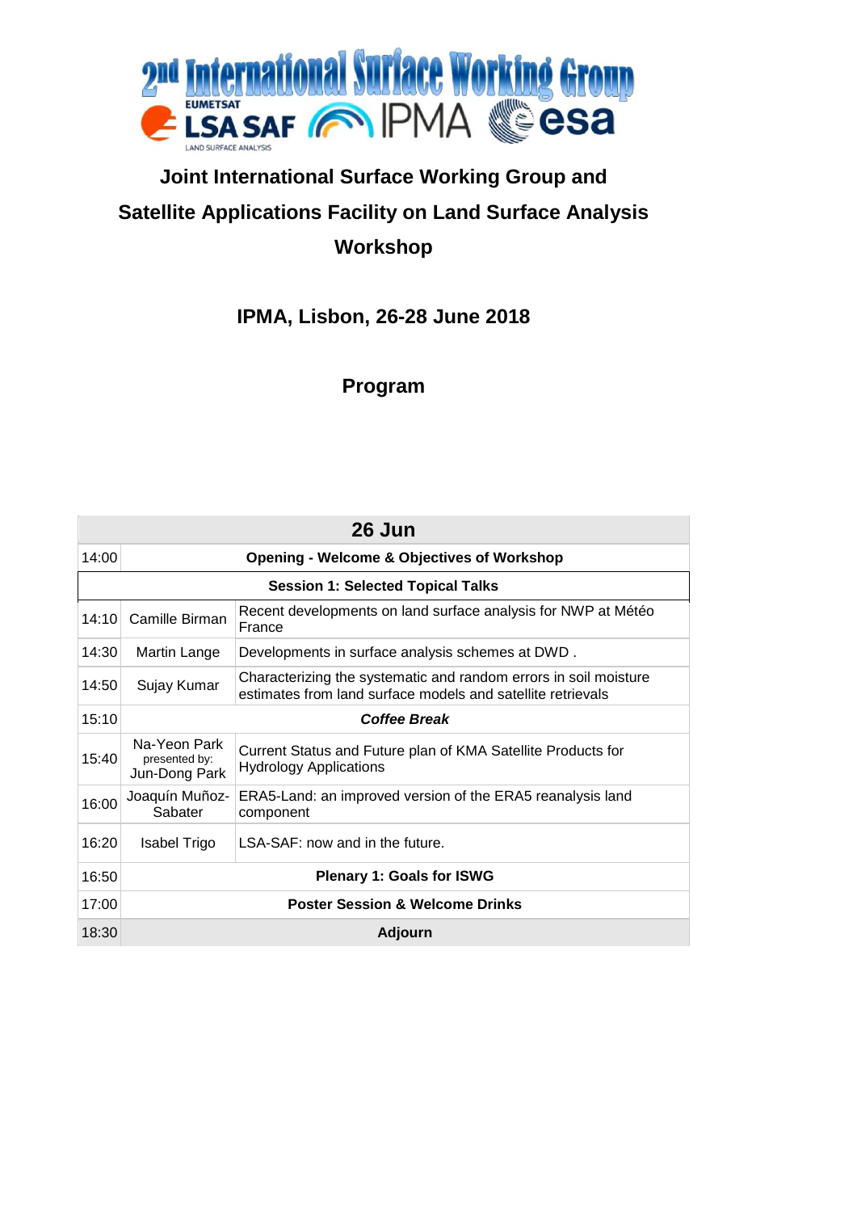2nd International Surface Working Group

EUMETSAT LSA SAF LAND SURFACE ANALYSIS | IPMA | esa

# Joint International Surface Working Group and Satellite Applications Facility on Land Surface Analysis Workshop

## IPMA, Lisbon, 26-28 June 2018

## Program

| 26 Jun | | |
|---|---|---|
| 14:00 | **Opening - Welcome & Objectives of Workshop** | |
| **Session 1: Selected Topical Talks** | | |
| 14:10 | Camille Birman | Recent developments on land surface analysis for NWP at Météo France |
| 14:30 | Martin Lange | Developments in surface analysis schemes at DWD . |
| 14:50 | Sujay Kumar | Characterizing the systematic and random errors in soil moisture estimates from land surface models and satellite retrievals |
| 15:10 | ***Coffee Break*** | |
| 15:40 | Na-Yeon Park presented by: Jun-Dong Park | Current Status and Future plan of KMA Satellite Products for Hydrology Applications |
| 16:00 | Joaquín Muñoz-Sabater | ERA5-Land: an improved version of the ERA5 reanalysis land component |
| 16:20 | Isabel Trigo | LSA-SAF: now and in the future. |
| 16:50 | **Plenary 1: Goals for ISWG** | |
| 17:00 | **Poster Session & Welcome Drinks** | |
| 18:30 | **Adjourn** | |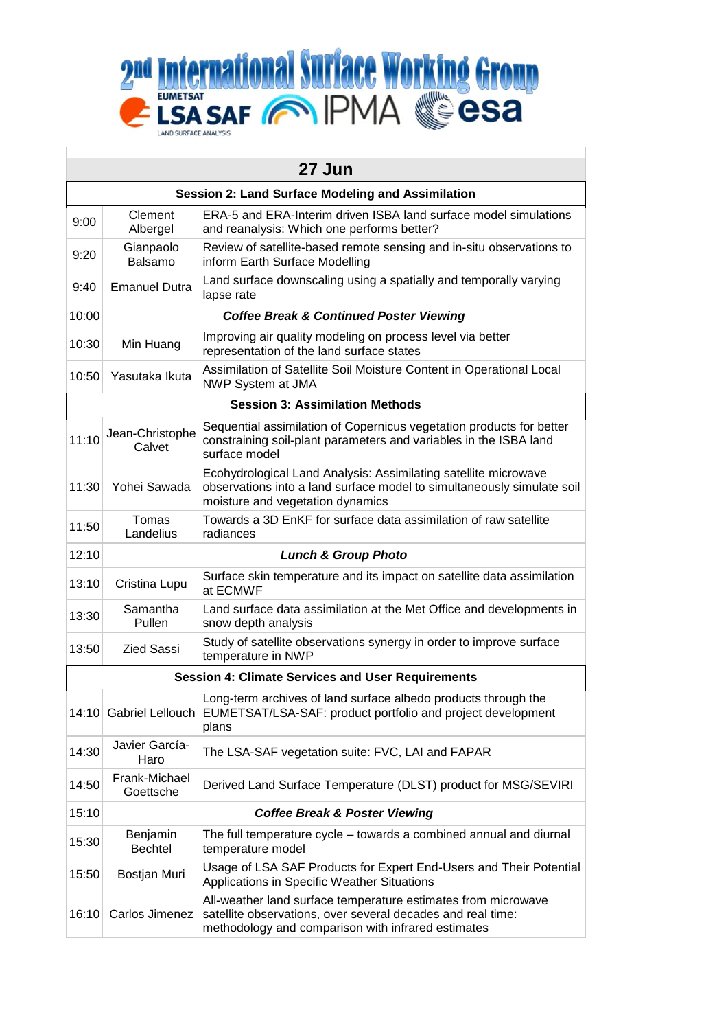# 2nd International Surface Working Group

EUMETSAT LSA SAF LAND SURFACE ANALYSIS | IPMA | esa

| 27 Jun | | |
|---|---|---|
| **Session 2: Land Surface Modeling and Assimilation** | | |
| 9:00 | Clement Albergel | ERA-5 and ERA-Interim driven ISBA land surface model simulations and reanalysis: Which one performs better? |
| 9:20 | Gianpaolo Balsamo | Review of satellite-based remote sensing and in-situ observations to inform Earth Surface Modelling |
| 9:40 | Emanuel Dutra | Land surface downscaling using a spatially and temporally varying lapse rate |
| 10:00 | ***Coffee Break & Continued Poster Viewing*** | |
| 10:30 | Min Huang | Improving air quality modeling on process level via better representation of the land surface states |
| 10:50 | Yasutaka Ikuta | Assimilation of Satellite Soil Moisture Content in Operational Local NWP System at JMA |
| **Session 3: Assimilation Methods** | | |
| 11:10 | Jean-Christophe Calvet | Sequential assimilation of Copernicus vegetation products for better constraining soil-plant parameters and variables in the ISBA land surface model |
| 11:30 | Yohei Sawada | Ecohydrological Land Analysis: Assimilating satellite microwave observations into a land surface model to simultaneously simulate soil moisture and vegetation dynamics |
| 11:50 | Tomas Landelius | Towards a 3D EnKF for surface data assimilation of raw satellite radiances |
| 12:10 | ***Lunch & Group Photo*** | |
| 13:10 | Cristina Lupu | Surface skin temperature and its impact on satellite data assimilation at ECMWF |
| 13:30 | Samantha Pullen | Land surface data assimilation at the Met Office and developments in snow depth analysis |
| 13:50 | Zied Sassi | Study of satellite observations synergy in order to improve surface temperature in NWP |
| **Session 4: Climate Services and User Requirements** | | |
| 14:10 | Gabriel Lellouch | Long-term archives of land surface albedo products through the EUMETSAT/LSA-SAF: product portfolio and project development plans |
| 14:30 | Javier García-Haro | The LSA-SAF vegetation suite: FVC, LAI and FAPAR |
| 14:50 | Frank-Michael Goettsche | Derived Land Surface Temperature (DLST) product for MSG/SEVIRI |
| 15:10 | ***Coffee Break & Poster Viewing*** | |
| 15:30 | Benjamin Bechtel | The full temperature cycle – towards a combined annual and diurnal temperature model |
| 15:50 | Bostjan Muri | Usage of LSA SAF Products for Expert End-Users and Their Potential Applications in Specific Weather Situations |
| 16:10 | Carlos Jimenez | All-weather land surface temperature estimates from microwave satellite observations, over several decades and real time: methodology and comparison with infrared estimates |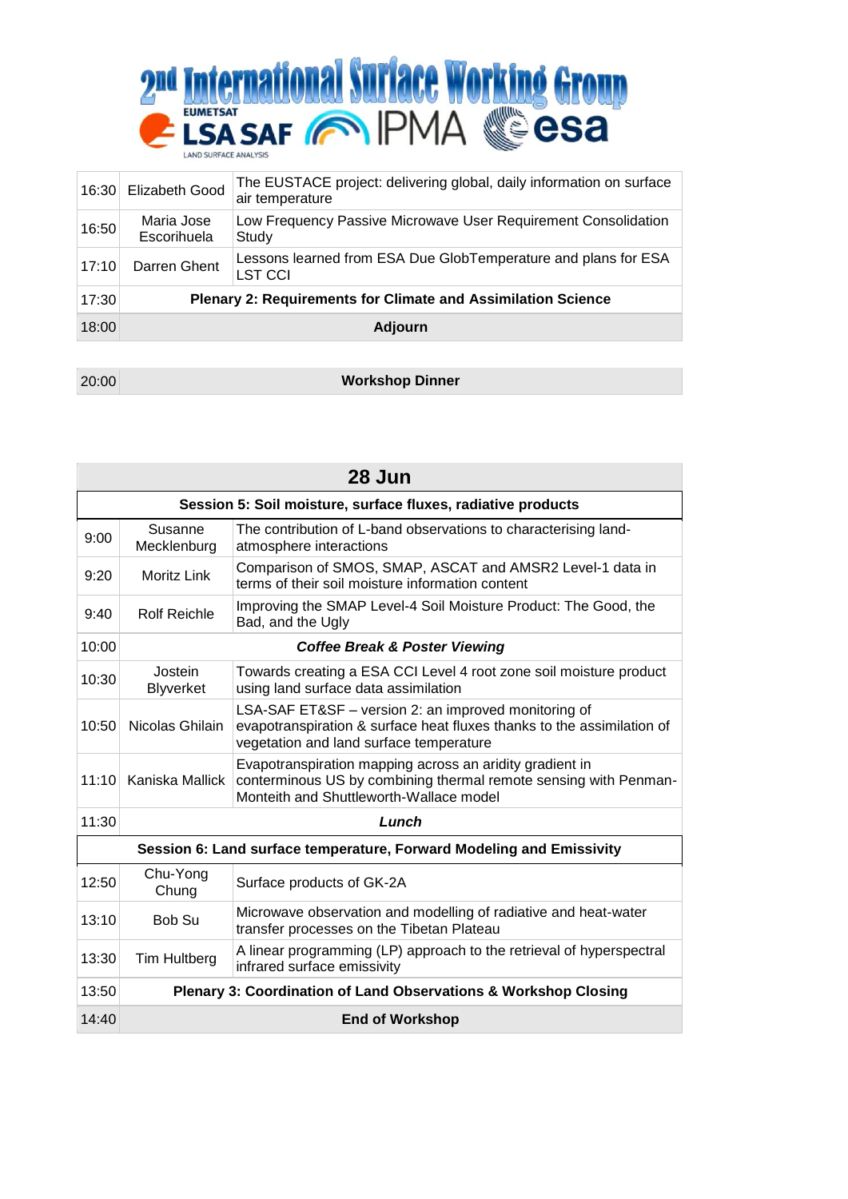# 2nd International Surface Working Group

EUMETSAT LSA SAF LAND SURFACE ANALYSIS IPMA esa

| | | |
|---|---|---|
| 16:30 | Elizabeth Good | The EUSTACE project: delivering global, daily information on surface air temperature |
| 16:50 | Maria Jose Escorihuela | Low Frequency Passive Microwave User Requirement Consolidation Study |
| 17:10 | Darren Ghent | Lessons learned from ESA Due GlobTemperature and plans for ESA LST CCI |
| 17:30 | **Plenary 2: Requirements for Climate and Assimilation Science** | |
| 18:00 | **Adjourn** | |

| | |
|---|---|
| 20:00 | **Workshop Dinner** |

| **28 Jun** | | |
|---|---|---|
| **Session 5: Soil moisture, surface fluxes, radiative products** | | |
| 9:00 | Susanne Mecklenburg | The contribution of L-band observations to characterising land-atmosphere interactions |
| 9:20 | Moritz Link | Comparison of SMOS, SMAP, ASCAT and AMSR2 Level-1 data in terms of their soil moisture information content |
| 9:40 | Rolf Reichle | Improving the SMAP Level-4 Soil Moisture Product: The Good, the Bad, and the Ugly |
| 10:00 | ***Coffee Break & Poster Viewing*** | |
| 10:30 | Jostein Blyverket | Towards creating a ESA CCI Level 4 root zone soil moisture product using land surface data assimilation |
| 10:50 | Nicolas Ghilain | LSA-SAF ET&SF – version 2: an improved monitoring of evapotranspiration & surface heat fluxes thanks to the assimilation of vegetation and land surface temperature |
| 11:10 | Kaniska Mallick | Evapotranspiration mapping across an aridity gradient in conterminous US by combining thermal remote sensing with Penman-Monteith and Shuttleworth-Wallace model |
| 11:30 | ***Lunch*** | |
| **Session 6: Land surface temperature, Forward Modeling and Emissivity** | | |
| 12:50 | Chu-Yong Chung | Surface products of GK-2A |
| 13:10 | Bob Su | Microwave observation and modelling of radiative and heat-water transfer processes on the Tibetan Plateau |
| 13:30 | Tim Hultberg | A linear programming (LP) approach to the retrieval of hyperspectral infrared surface emissivity |
| 13:50 | **Plenary 3: Coordination of Land Observations & Workshop Closing** | |
| 14:40 | **End of Workshop** | |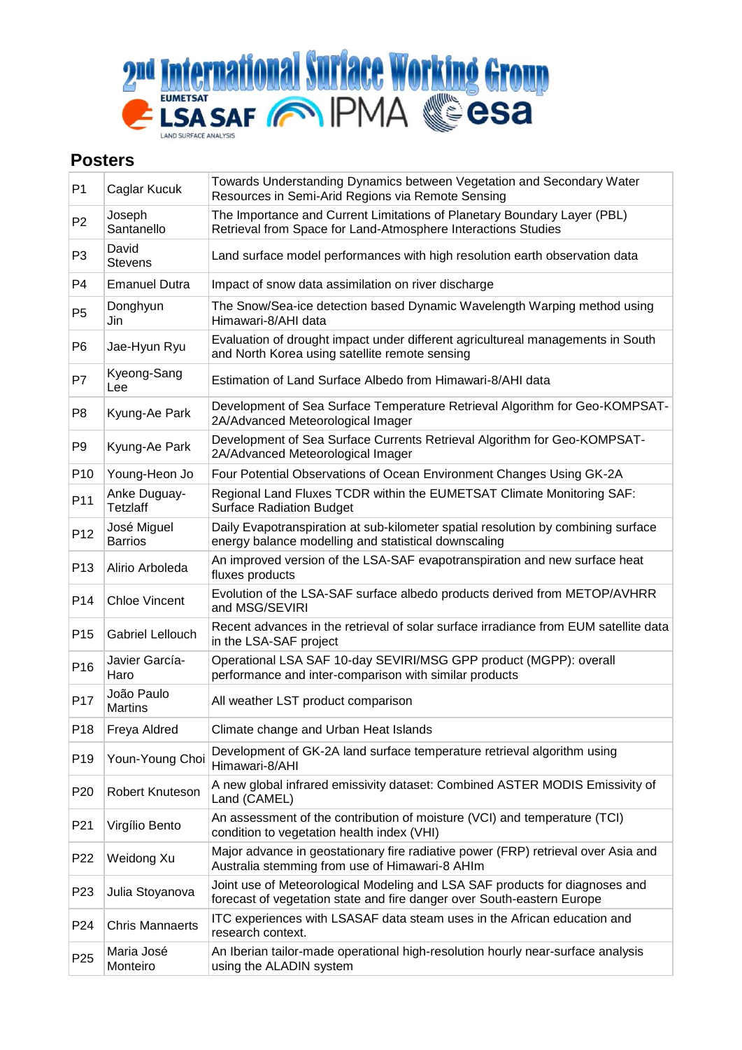# 2nd International Surface Working Group

EUMETSAT LSA SAF LAND SURFACE ANALYSIS IPMA esa

## Posters

| | | |
|---|---|---|
| P1 | Caglar Kucuk | Towards Understanding Dynamics between Vegetation and Secondary Water Resources in Semi-Arid Regions via Remote Sensing |
| P2 | Joseph Santanello | The Importance and Current Limitations of Planetary Boundary Layer (PBL) Retrieval from Space for Land-Atmosphere Interactions Studies |
| P3 | David Stevens | Land surface model performances with high resolution earth observation data |
| P4 | Emanuel Dutra | Impact of snow data assimilation on river discharge |
| P5 | Donghyun Jin | The Snow/Sea-ice detection based Dynamic Wavelength Warping method using Himawari-8/AHI data |
| P6 | Jae-Hyun Ryu | Evaluation of drought impact under different agricultureal managements in South and North Korea using satellite remote sensing |
| P7 | Kyeong-Sang Lee | Estimation of Land Surface Albedo from Himawari-8/AHI data |
| P8 | Kyung-Ae Park | Development of Sea Surface Temperature Retrieval Algorithm for Geo-KOMPSAT-2A/Advanced Meteorological Imager |
| P9 | Kyung-Ae Park | Development of Sea Surface Currents Retrieval Algorithm for Geo-KOMPSAT-2A/Advanced Meteorological Imager |
| P10 | Young-Heon Jo | Four Potential Observations of Ocean Environment Changes Using GK-2A |
| P11 | Anke Duguay-Tetzlaff | Regional Land Fluxes TCDR within the EUMETSAT Climate Monitoring SAF: Surface Radiation Budget |
| P12 | José Miguel Barrios | Daily Evapotranspiration at sub-kilometer spatial resolution by combining surface energy balance modelling and statistical downscaling |
| P13 | Alirio Arboleda | An improved version of the LSA-SAF evapotranspiration and new surface heat fluxes products |
| P14 | Chloe Vincent | Evolution of the LSA-SAF surface albedo products derived from METOP/AVHRR and MSG/SEVIRI |
| P15 | Gabriel Lellouch | Recent advances in the retrieval of solar surface irradiance from EUM satellite data in the LSA-SAF project |
| P16 | Javier García-Haro | Operational LSA SAF 10-day SEVIRI/MSG GPP product (MGPP): overall performance and inter-comparison with similar products |
| P17 | João Paulo Martins | All weather LST product comparison |
| P18 | Freya Aldred | Climate change and Urban Heat Islands |
| P19 | Youn-Young Choi | Development of GK-2A land surface temperature retrieval algorithm using Himawari-8/AHI |
| P20 | Robert Knuteson | A new global infrared emissivity dataset: Combined ASTER MODIS Emissivity of Land (CAMEL) |
| P21 | Virgílio Bento | An assessment of the contribution of moisture (VCI) and temperature (TCI) condition to vegetation health index (VHI) |
| P22 | Weidong Xu | Major advance in geostationary fire radiative power (FRP) retrieval over Asia and Australia stemming from use of Himawari-8 AHIm |
| P23 | Julia Stoyanova | Joint use of Meteorological Modeling and LSA SAF products for diagnoses and forecast of vegetation state and fire danger over South-eastern Europe |
| P24 | Chris Mannaerts | ITC experiences with LSASAF data steam uses in the African education and research context. |
| P25 | Maria José Monteiro | An Iberian tailor-made operational high-resolution hourly near-surface analysis using the ALADIN system |